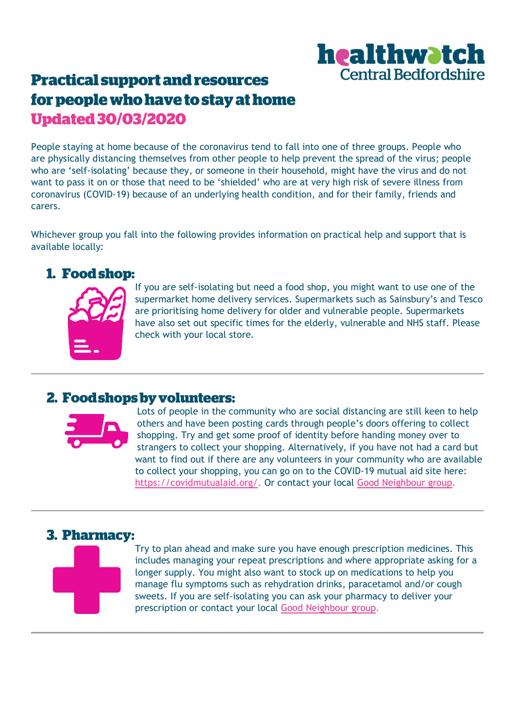healthwatch Central Bedfordshire

# Practical support and resources for people who have to stay at home

## Updated 30/03/2020

People staying at home because of the coronavirus tend to fall into one of three groups. People who are physically distancing themselves from other people to help prevent the spread of the virus; people who are 'self-isolating' because they, or someone in their household, might have the virus and do not want to pass it on or those that need to be 'shielded' who are at very high risk of severe illness from coronavirus (COVID-19) because of an underlying health condition, and for their family, friends and carers.

Whichever group you fall into the following provides information on practical help and support that is available locally:

### 1. Food shop:

If you are self-isolating but need a food shop, you might want to use one of the supermarket home delivery services. Supermarkets such as Sainsbury's and Tesco are prioritising home delivery for older and vulnerable people. Supermarkets have also set out specific times for the elderly, vulnerable and NHS staff. Please check with your local store.

---

### 2. Food shops by volunteers:

Lots of people in the community who are social distancing are still keen to help others and have been posting cards through people's doors offering to collect shopping. Try and get some proof of identity before handing money over to strangers to collect your shopping. Alternatively, if you have not had a card but want to find out if there are any volunteers in your community who are available to collect your shopping, you can go on to the COVID-19 mutual aid site here: https://covidmutualaid.org/. Or contact your local Good Neighbour group.

---

### 3. Pharmacy:

Try to plan ahead and make sure you have enough prescription medicines. This includes managing your repeat prescriptions and where appropriate asking for a longer supply. You might also want to stock up on medications to help you manage flu symptoms such as rehydration drinks, paracetamol and/or cough sweets. If you are self-isolating you can ask your pharmacy to deliver your prescription or contact your local Good Neighbour group.

---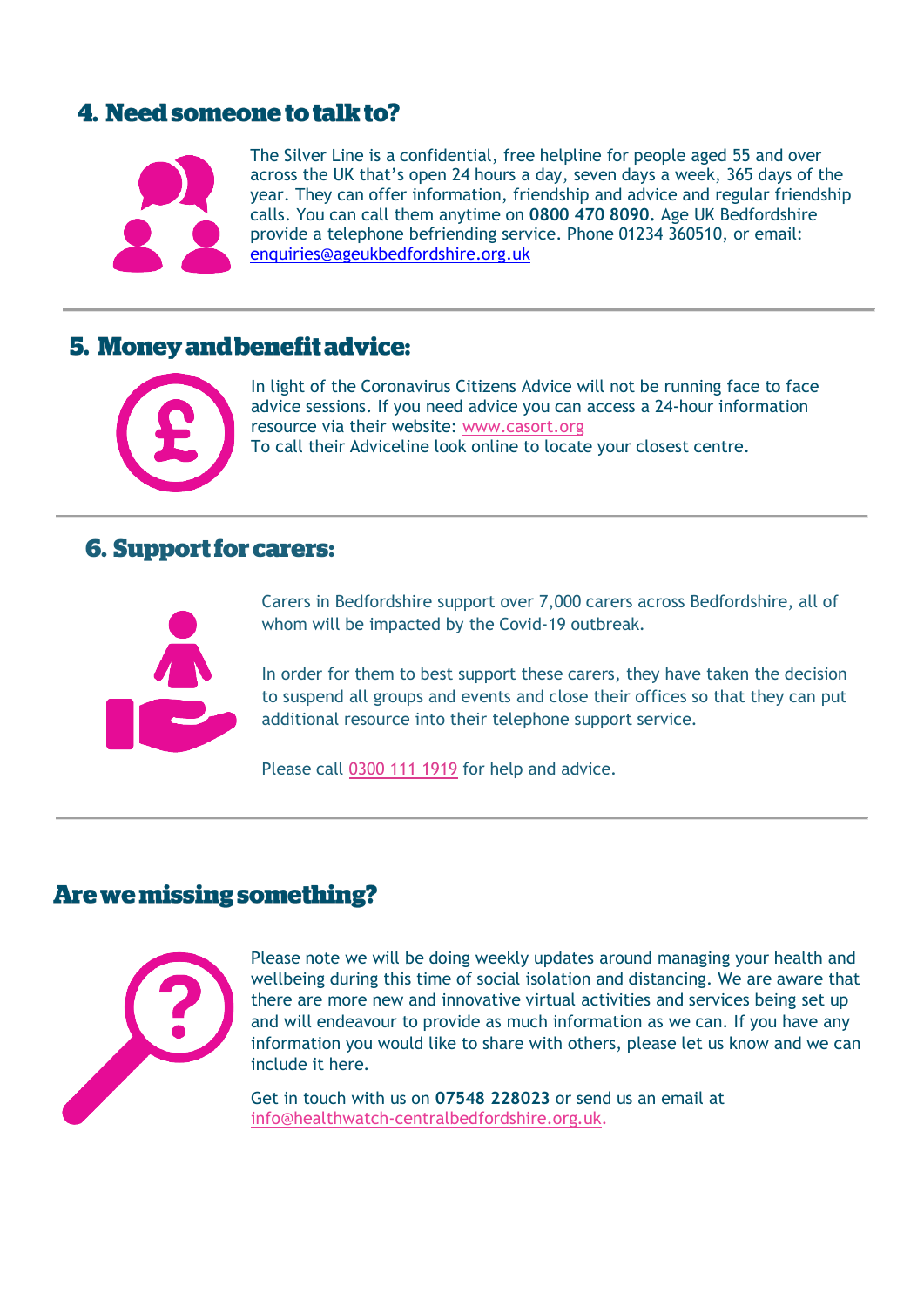## 4. Need someone to talk to?

The Silver Line is a confidential, free helpline for people aged 55 and over across the UK that's open 24 hours a day, seven days a week, 365 days of the year. They can offer information, friendship and advice and regular friendship calls. You can call them anytime on **0800 470 8090.** Age UK Bedfordshire provide a telephone befriending service. Phone 01234 360510, or email: enquiries@ageukbedfordshire.org.uk

## 5. Money and benefit advice:

In light of the Coronavirus Citizens Advice will not be running face to face advice sessions. If you need advice you can access a 24-hour information resource via their website: www.casort.org
To call their Adviceline look online to locate your closest centre.

## 6. Support for carers:

Carers in Bedfordshire support over 7,000 carers across Bedfordshire, all of whom will be impacted by the Covid-19 outbreak.

In order for them to best support these carers, they have taken the decision to suspend all groups and events and close their offices so that they can put additional resource into their telephone support service.

Please call 0300 111 1919 for help and advice.

## Are we missing something?

Please note we will be doing weekly updates around managing your health and wellbeing during this time of social isolation and distancing. We are aware that there are more new and innovative virtual activities and services being set up and will endeavour to provide as much information as we can. If you have any information you would like to share with others, please let us know and we can include it here.

Get in touch with us on **07548 228023** or send us an email at info@healthwatch-centralbedfordshire.org.uk.